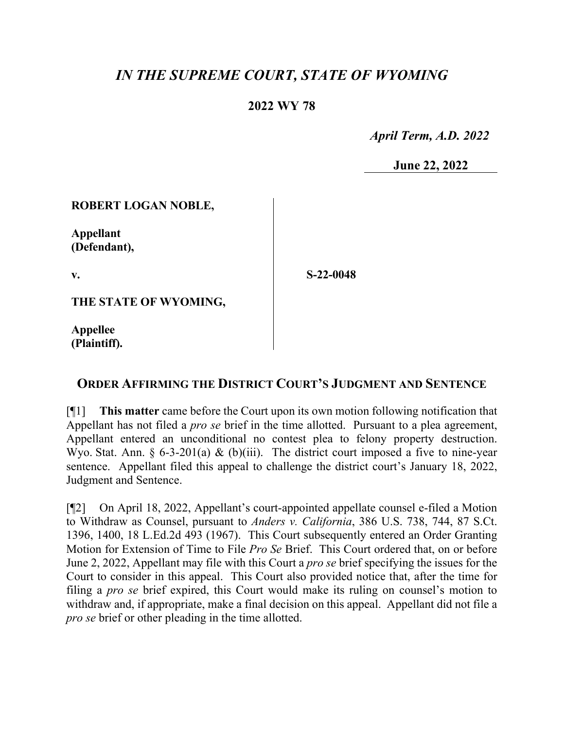# *IN THE SUPREME COURT, STATE OF WYOMING*

## 2022 WY 78

*April Term, A.D. 2022*

**June 22, 2022**

**ROBERT LOGAN NOBLE,**

**Appellant (Defendant),**

**v.**

**THE STATE OF WYOMING,**

**Appellee (Plaintiff).**

**S-22-0048**

## ORDER AFFIRMING THE DISTRICT COURT'S JUDGMENT AND SENTENCE

[¶1] **This matter** came before the Court upon its own motion following notification that Appellant has not filed a *pro se* brief in the time allotted. Pursuant to a plea agreement, Appellant entered an unconditional no contest plea to felony property destruction. Wyo. Stat. Ann. § 6-3-201(a) & (b)(iii). The district court imposed a five to nine-year sentence. Appellant filed this appeal to challenge the district court's January 18, 2022, Judgment and Sentence.

[¶2] On April 18, 2022, Appellant's court-appointed appellate counsel e-filed a Motion to Withdraw as Counsel, pursuant to *Anders v. California*, 386 U.S. 738, 744, 87 S.Ct. 1396, 1400, 18 L.Ed.2d 493 (1967). This Court subsequently entered an Order Granting Motion for Extension of Time to File *Pro Se* Brief. This Court ordered that, on or before June 2, 2022, Appellant may file with this Court a *pro se* brief specifying the issues for the Court to consider in this appeal. This Court also provided notice that, after the time for filing a *pro se* brief expired, this Court would make its ruling on counsel's motion to withdraw and, if appropriate, make a final decision on this appeal. Appellant did not file a *pro se* brief or other pleading in the time allotted.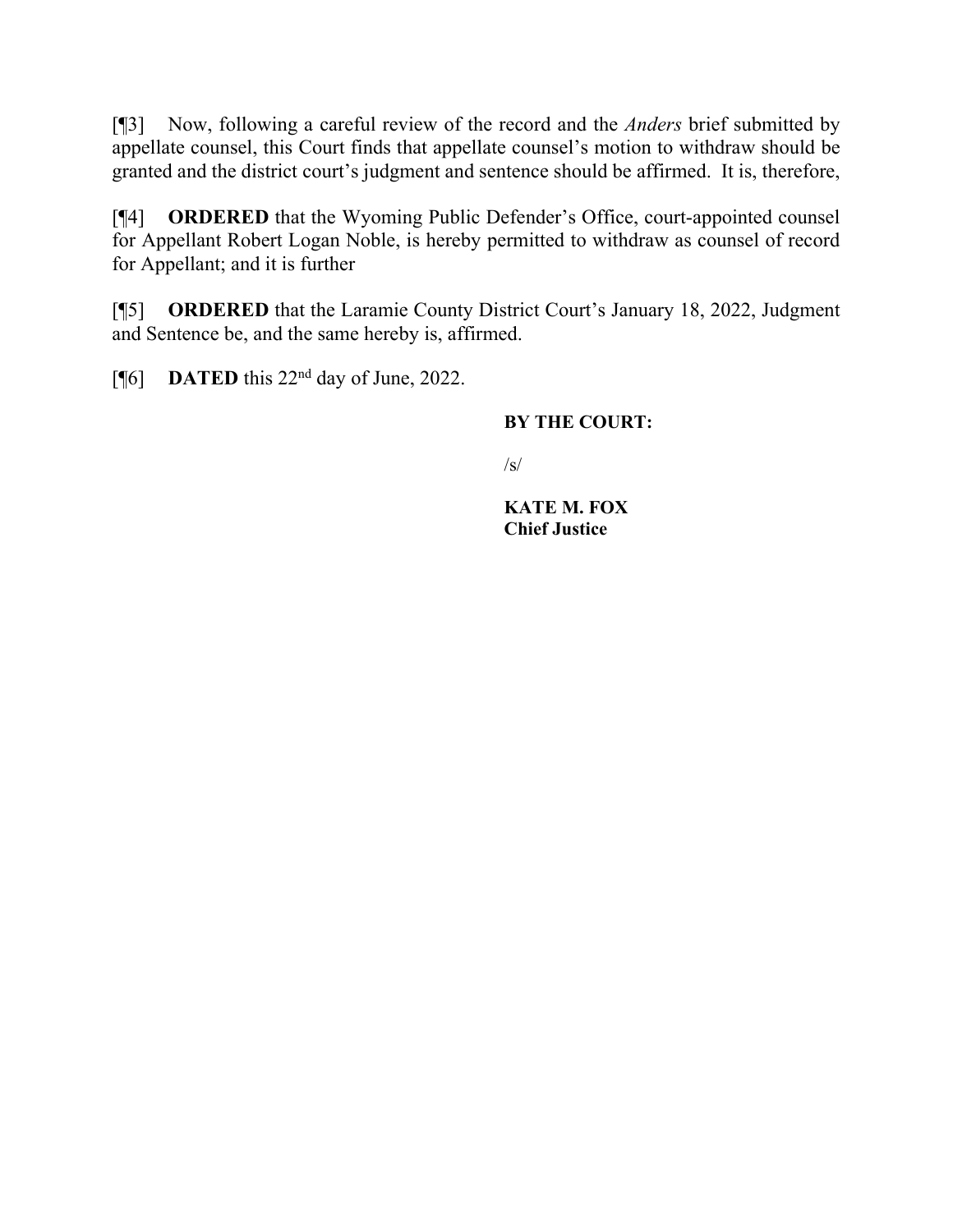[¶3] Now, following a careful review of the record and the *Anders* brief submitted by appellate counsel, this Court finds that appellate counsel's motion to withdraw should be granted and the district court's judgment and sentence should be affirmed. It is, therefore,

[¶4] **ORDERED** that the Wyoming Public Defender's Office, court-appointed counsel for Appellant Robert Logan Noble, is hereby permitted to withdraw as counsel of record for Appellant; and it is further

[¶5] **ORDERED** that the Laramie County District Court's January 18, 2022, Judgment and Sentence be, and the same hereby is, affirmed.

[¶6] **DATED** this 22nd day of June, 2022.

**BY THE COURT:**

/s/

**KATE M. FOX**
**Chief Justice**